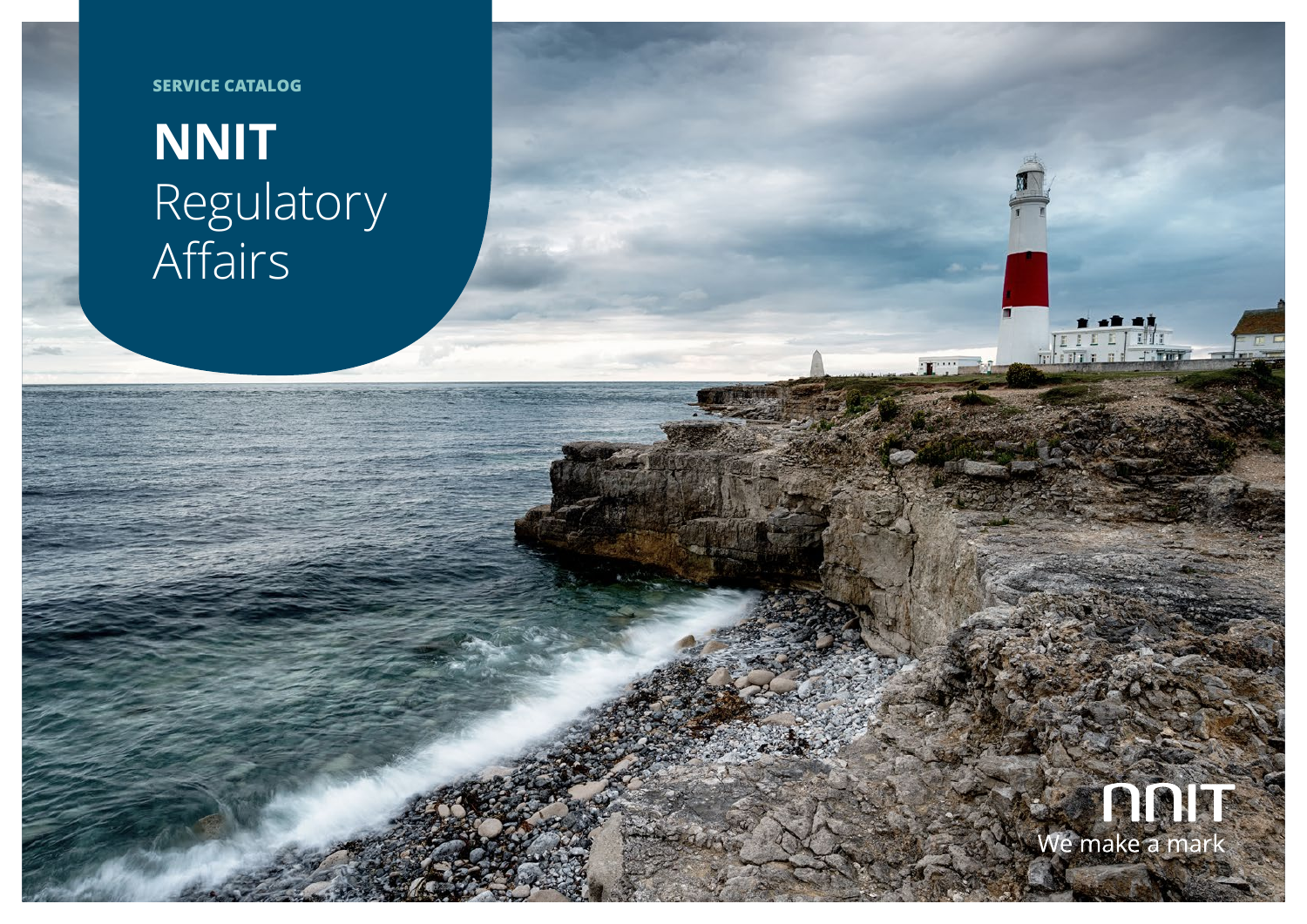SERVICE CATALOG

# NNIT Regulatory Affairs

NNIT
We make a mark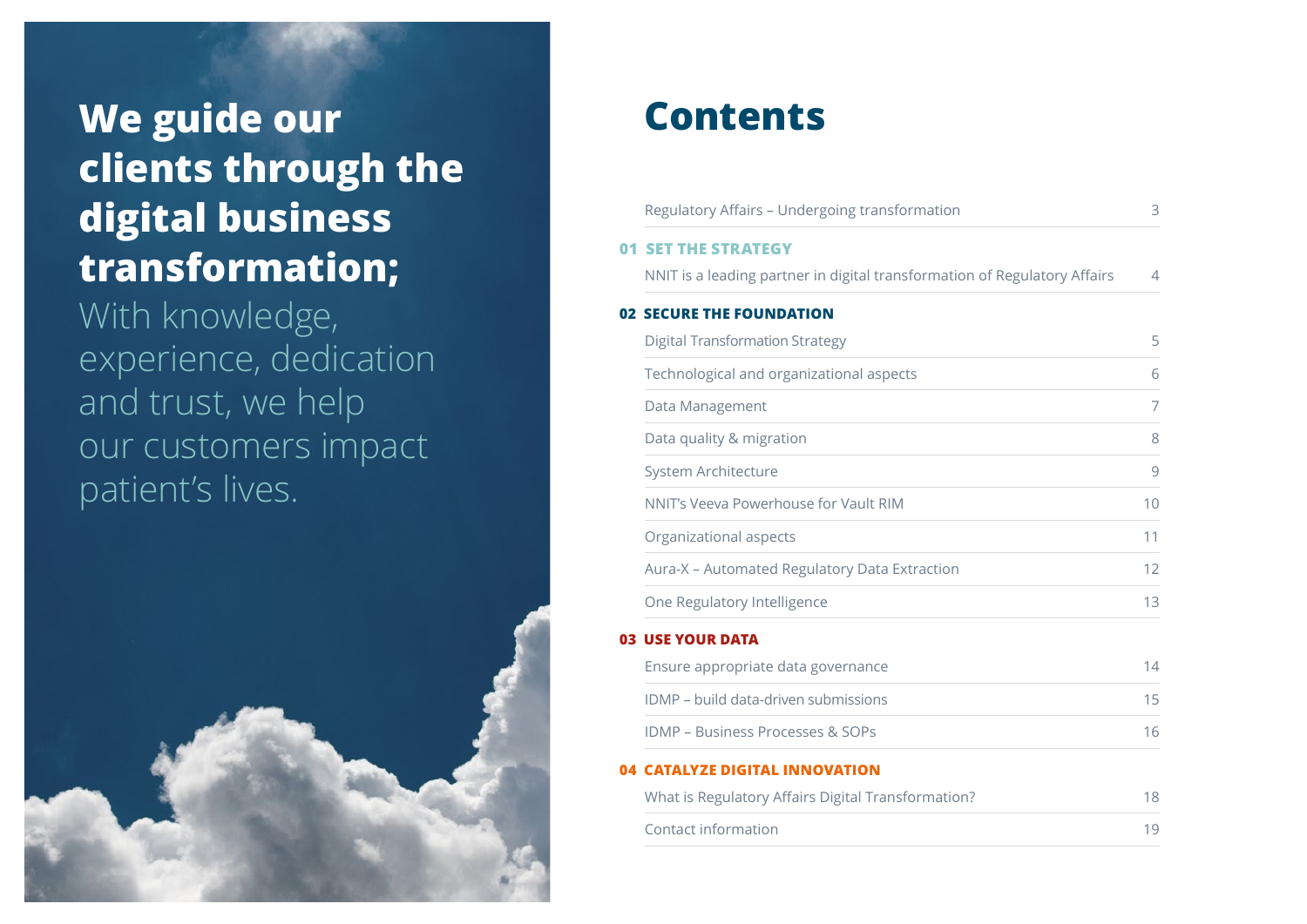**We guide our clients through the digital business transformation;**
With knowledge, experience, dedication and trust, we help our customers impact patient's lives.

# Contents

| | |
|---|---|
| Regulatory Affairs – Undergoing transformation | 3 |
| **01 SET THE STRATEGY** | |
| NNIT is a leading partner in digital transformation of Regulatory Affairs | 4 |
| **02 SECURE THE FOUNDATION** | |
| Digital Transformation Strategy | 5 |
| Technological and organizational aspects | 6 |
| Data Management | 7 |
| Data quality & migration | 8 |
| System Architecture | 9 |
| NNIT's Veeva Powerhouse for Vault RIM | 10 |
| Organizational aspects | 11 |
| Aura-X – Automated Regulatory Data Extraction | 12 |
| One Regulatory Intelligence | 13 |
| **03 USE YOUR DATA** | |
| Ensure appropriate data governance | 14 |
| IDMP – build data-driven submissions | 15 |
| IDMP – Business Processes & SOPs | 16 |
| **04 CATALYZE DIGITAL INNOVATION** | |
| What is Regulatory Affairs Digital Transformation? | 18 |
| Contact information | 19 |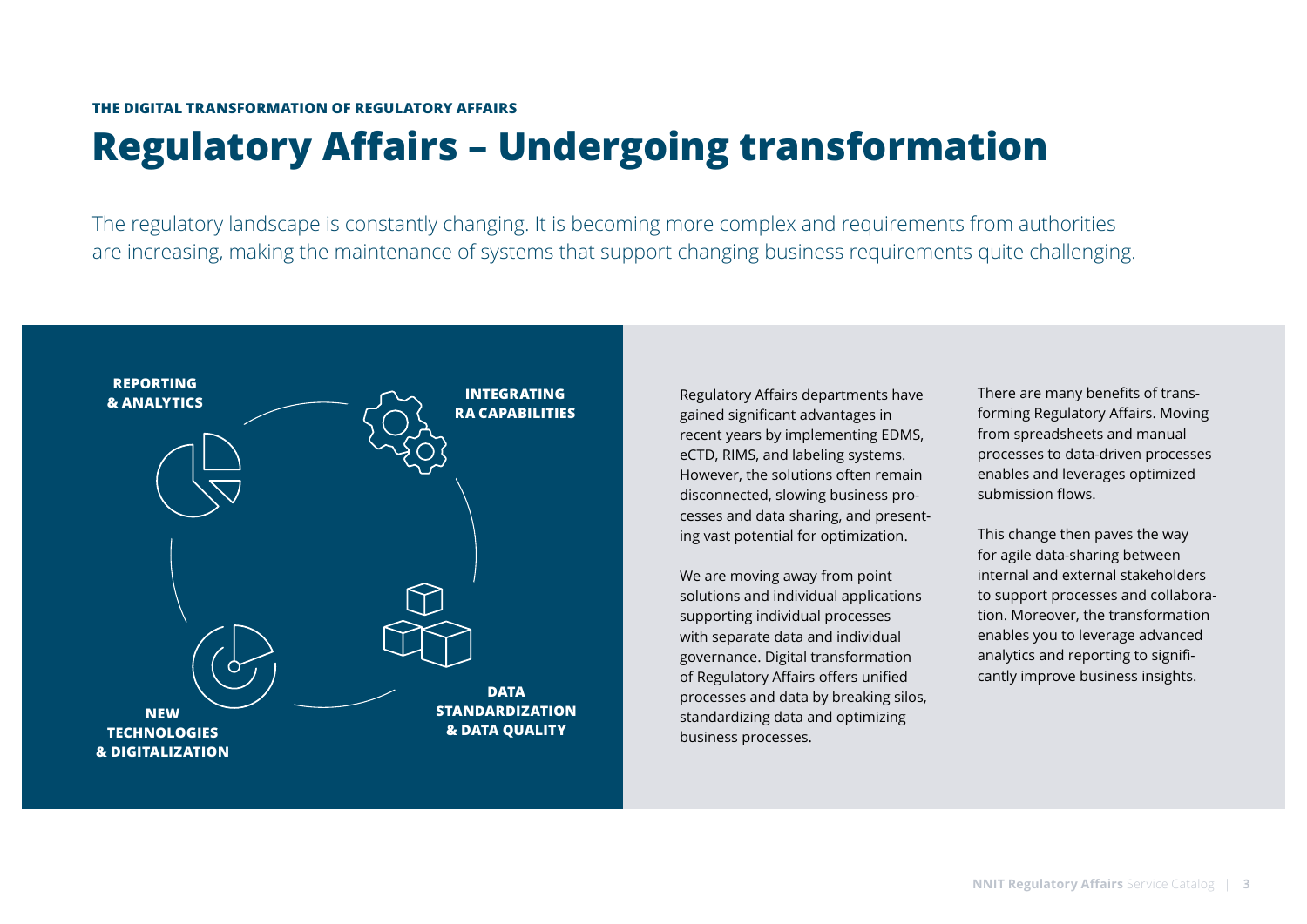THE DIGITAL TRANSFORMATION OF REGULATORY AFFAIRS

# Regulatory Affairs – Undergoing transformation

The regulatory landscape is constantly changing. It is becoming more complex and requirements from authorities are increasing, making the maintenance of systems that support changing business requirements quite challenging.

**REPORTING & ANALYTICS**

**INTEGRATING RA CAPABILITIES**

**DATA STANDARDIZATION & DATA QUALITY**

**NEW TECHNOLOGIES & DIGITALIZATION**

Regulatory Affairs departments have gained significant advantages in recent years by implementing EDMS, eCTD, RIMS, and labeling systems. However, the solutions often remain disconnected, slowing business processes and data sharing, and presenting vast potential for optimization.

We are moving away from point solutions and individual applications supporting individual processes with separate data and individual governance. Digital transformation of Regulatory Affairs offers unified processes and data by breaking silos, standardizing data and optimizing business processes.

There are many benefits of transforming Regulatory Affairs. Moving from spreadsheets and manual processes to data-driven processes enables and leverages optimized submission flows.

This change then paves the way for agile data-sharing between internal and external stakeholders to support processes and collaboration. Moreover, the transformation enables you to leverage advanced analytics and reporting to significantly improve business insights.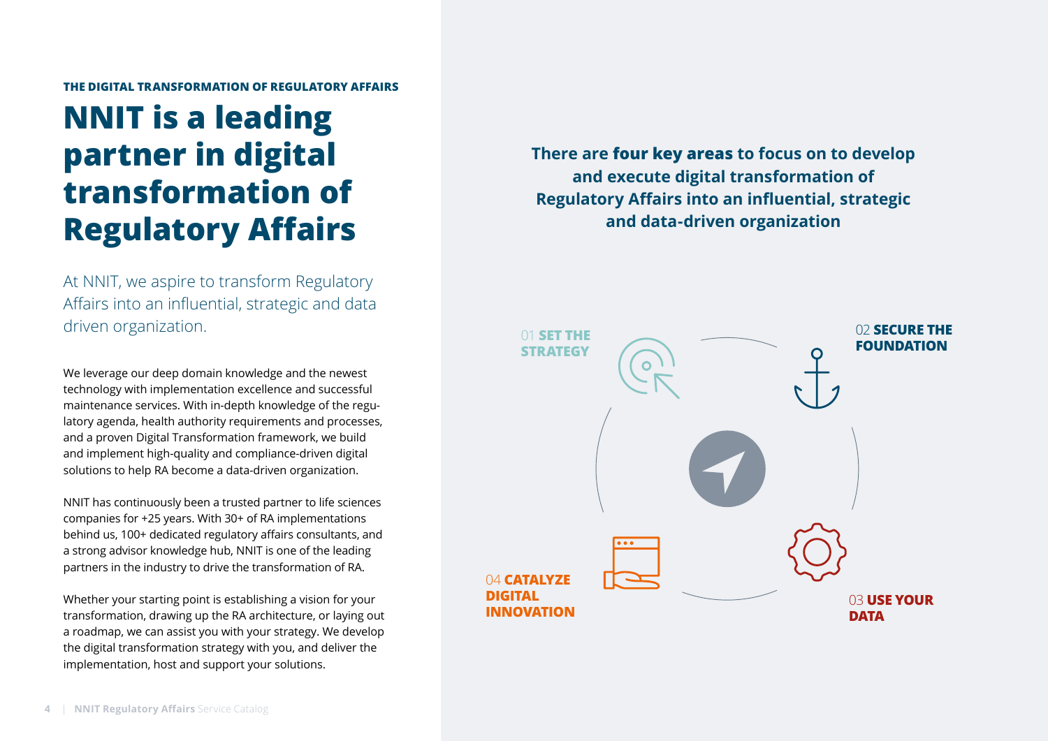**THE DIGITAL TRANSFORMATION OF REGULATORY AFFAIRS**

# NNIT is a leading partner in digital transformation of Regulatory Affairs

At NNIT, we aspire to transform Regulatory Affairs into an influential, strategic and data driven organization.

We leverage our deep domain knowledge and the newest technology with implementation excellence and successful maintenance services. With in-depth knowledge of the regulatory agenda, health authority requirements and processes, and a proven Digital Transformation framework, we build and implement high-quality and compliance-driven digital solutions to help RA become a data-driven organization.

NNIT has continuously been a trusted partner to life sciences companies for +25 years. With 30+ of RA implementations behind us, 100+ dedicated regulatory affairs consultants, and a strong advisor knowledge hub, NNIT is one of the leading partners in the industry to drive the transformation of RA.

Whether your starting point is establishing a vision for your transformation, drawing up the RA architecture, or laying out a roadmap, we can assist you with your strategy. We develop the digital transformation strategy with you, and deliver the implementation, host and support your solutions.

**There are four key areas to focus on to develop and execute digital transformation of Regulatory Affairs into an influential, strategic and data-driven organization**

01 **SET THE STRATEGY**

02 **SECURE THE FOUNDATION**

03 **USE YOUR DATA**

04 **CATALYZE DIGITAL INNOVATION**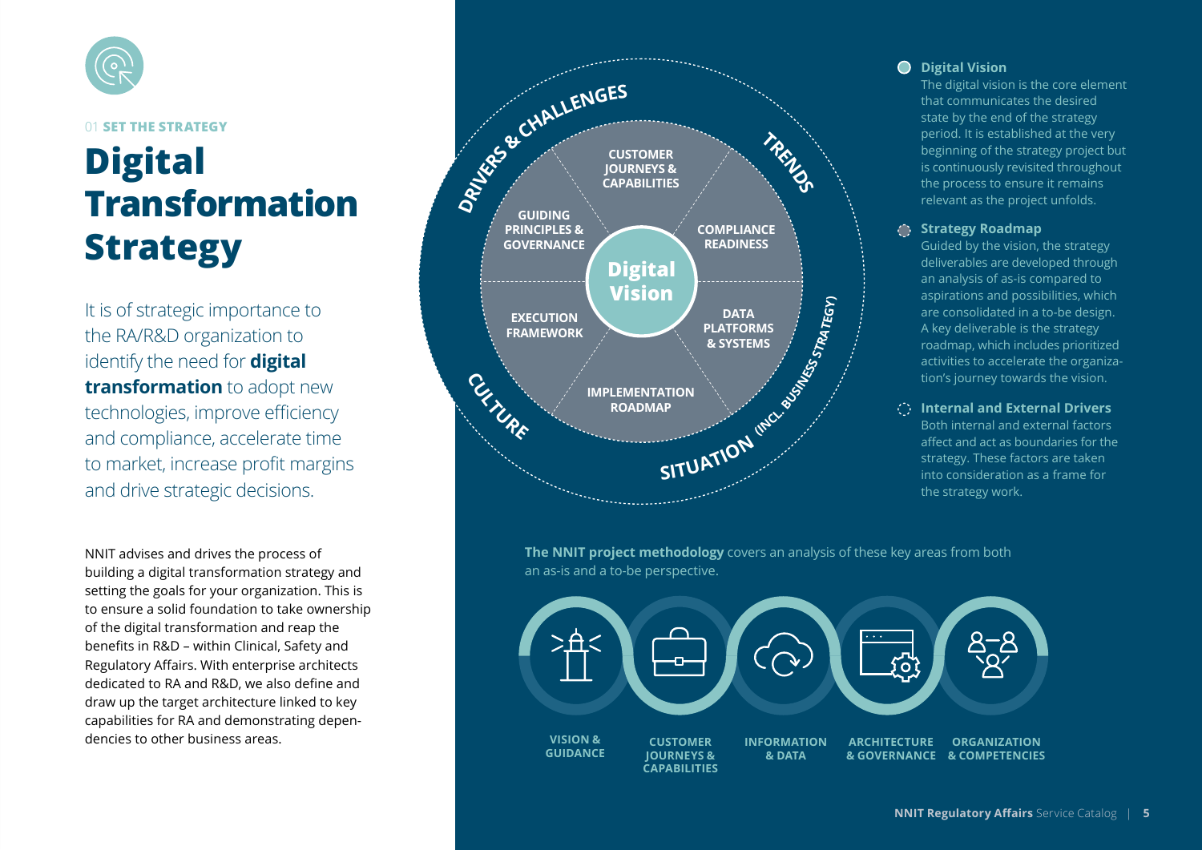01 **SET THE STRATEGY**

# Digital Transformation Strategy

It is of strategic importance to the RA/R&D organization to identify the need for **digital transformation** to adopt new technologies, improve efficiency and compliance, accelerate time to market, increase profit margins and drive strategic decisions.

NNIT advises and drives the process of building a digital transformation strategy and setting the goals for your organization. This is to ensure a solid foundation to take ownership of the digital transformation and reap the benefits in R&D – within Clinical, Safety and Regulatory Affairs. With enterprise architects dedicated to RA and R&D, we also define and draw up the target architecture linked to key capabilities for RA and demonstrating dependencies to other business areas.

DRIVERS & CHALLENGES
TRENDS
SITUATION (INCL. BUSINESS STRATEGY)
CULTURE

CUSTOMER JOURNEYS & CAPABILITIES
COMPLIANCE READINESS
DATA PLATFORMS & SYSTEMS
IMPLEMENTATION ROADMAP
EXECUTION FRAMEWORK
GUIDING PRINCIPLES & GOVERNANCE

**Digital Vision**

**Digital Vision**
The digital vision is the core element that communicates the desired state by the end of the strategy period. It is established at the very beginning of the strategy project but is continuously revisited throughout the process to ensure it remains relevant as the project unfolds.

**Strategy Roadmap**
Guided by the vision, the strategy deliverables are developed through an analysis of as-is compared to aspirations and possibilities, which are consolidated in a to-be design. A key deliverable is the strategy roadmap, which includes prioritized activities to accelerate the organization's journey towards the vision.

**Internal and External Drivers**
Both internal and external factors affect and act as boundaries for the strategy. These factors are taken into consideration as a frame for the strategy work.

**The NNIT project methodology** covers an analysis of these key areas from both an as-is and a to-be perspective.

VISION & GUIDANCE
CUSTOMER JOURNEYS & CAPABILITIES
INFORMATION & DATA
ARCHITECTURE & GOVERNANCE
ORGANIZATION & COMPETENCIES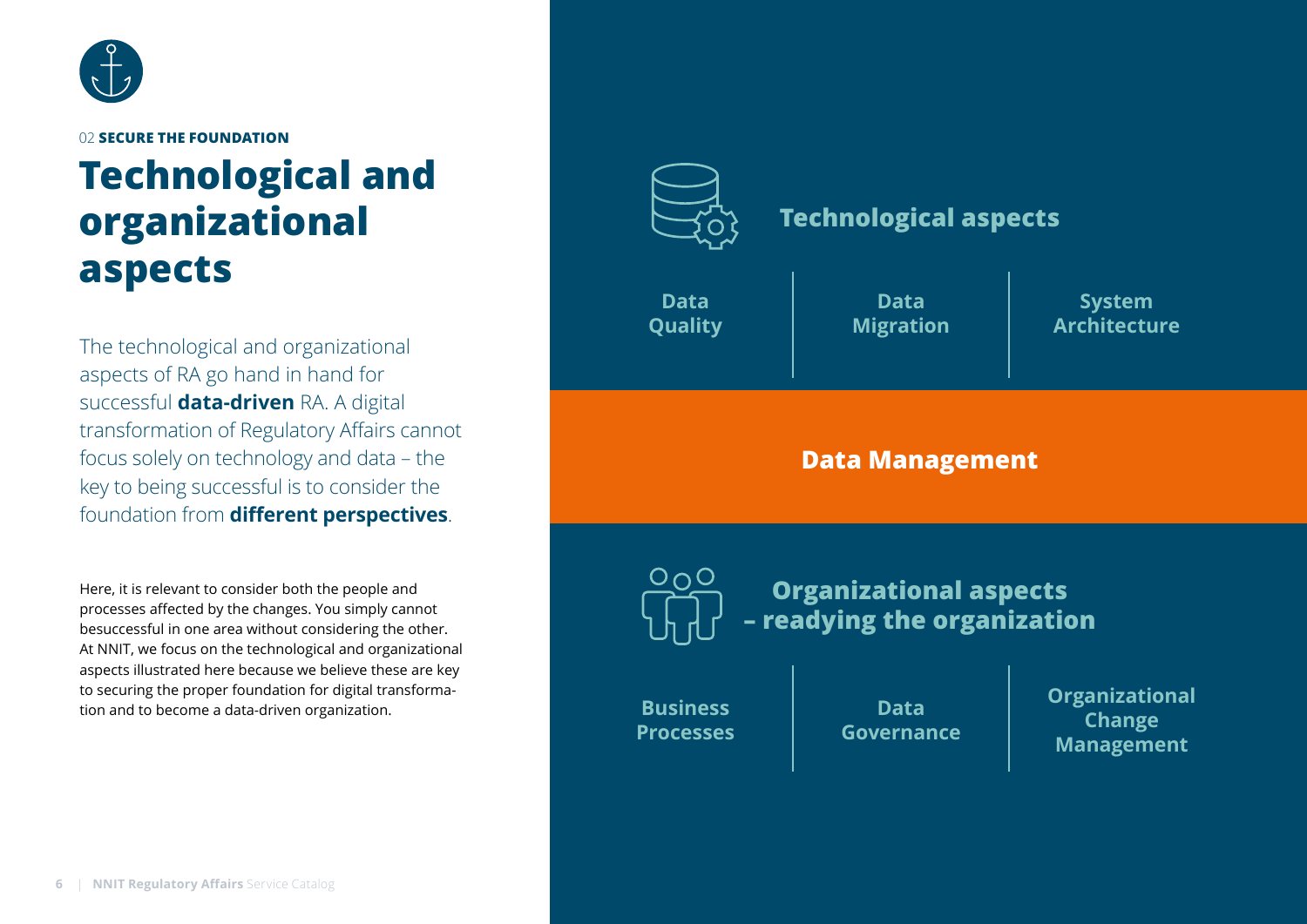02 **SECURE THE FOUNDATION**

# Technological and organizational aspects

The technological and organizational aspects of RA go hand in hand for successful **data-driven** RA. A digital transformation of Regulatory Affairs cannot focus solely on technology and data – the key to being successful is to consider the foundation from **different perspectives**.

Here, it is relevant to consider both the people and processes affected by the changes. You simply cannot besuccessful in one area without considering the other. At NNIT, we focus on the technological and organizational aspects illustrated here because we believe these are key to securing the proper foundation for digital transformation and to become a data-driven organization.

## Technological aspects

| Data Quality | Data Migration | System Architecture |
|---|---|---|

## Data Management

## Organizational aspects – readying the organization

| Business Processes | Data Governance | Organizational Change Management |
|---|---|---|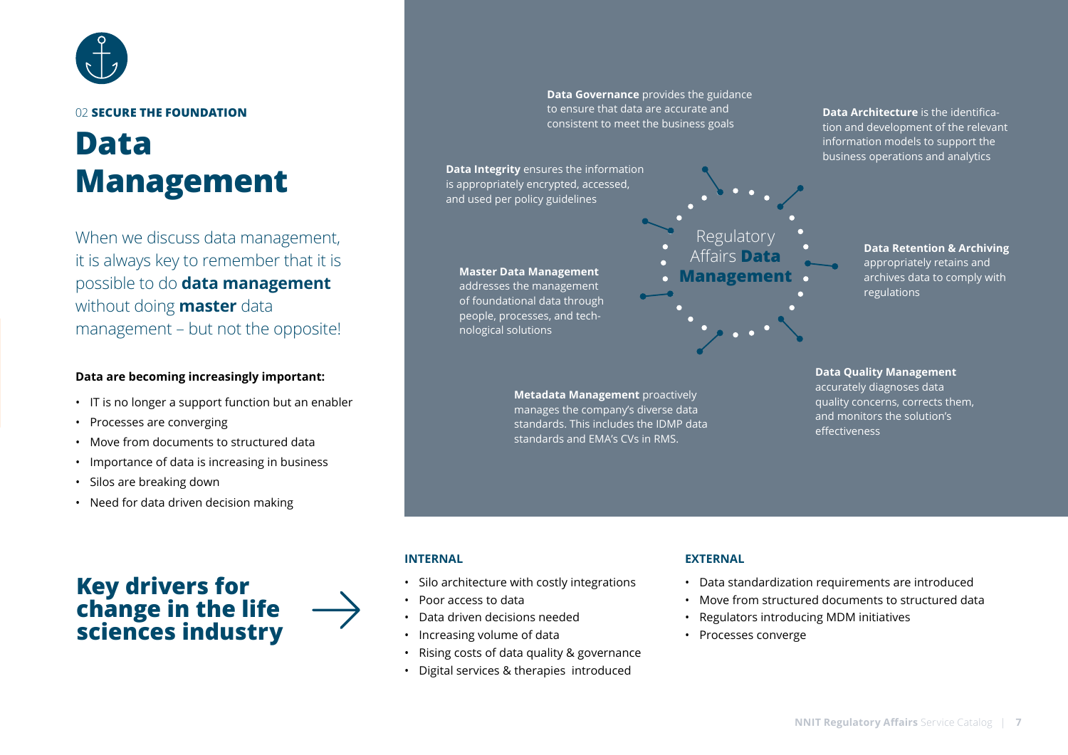02 **SECURE THE FOUNDATION**

# Data Management

When we discuss data management, it is always key to remember that it is possible to do **data management** without doing **master** data management – but not the opposite!

**Data are becoming increasingly important:**

- IT is no longer a support function but an enabler
- Processes are converging
- Move from documents to structured data
- Importance of data is increasing in business
- Silos are breaking down
- Need for data driven decision making

## Regulatory Affairs **Data Management**

**Data Governance** provides the guidance to ensure that data are accurate and consistent to meet the business goals

**Data Architecture** is the identification and development of the relevant information models to support the business operations and analytics

**Data Integrity** ensures the information is appropriately encrypted, accessed, and used per policy guidelines

**Data Retention & Archiving** appropriately retains and archives data to comply with regulations

**Master Data Management** addresses the management of foundational data through people, processes, and technological solutions

**Data Quality Management** accurately diagnoses data quality concerns, corrects them, and monitors the solution's effectiveness

**Metadata Management** proactively manages the company's diverse data standards. This includes the IDMP data standards and EMA's CVs in RMS.

## Key drivers for change in the life sciences industry

**INTERNAL**

- Silo architecture with costly integrations
- Poor access to data
- Data driven decisions needed
- Increasing volume of data
- Rising costs of data quality & governance
- Digital services & therapies introduced

**EXTERNAL**

- Data standardization requirements are introduced
- Move from structured documents to structured data
- Regulators introducing MDM initiatives
- Processes converge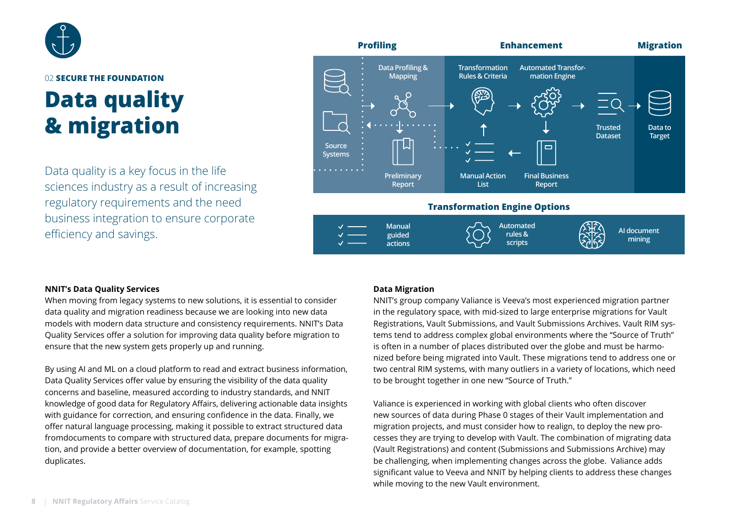02 **SECURE THE FOUNDATION**

# Data quality & migration

Data quality is a key focus in the life sciences industry as a result of increasing regulatory requirements and the need business integration to ensure corporate efficiency and savings.

**Profiling** | **Enhancement** | **Migration**

Source Systems → Data Profiling & Mapping → Preliminary Report → Transformation Rules & Criteria → Automated Transformation Engine → Final Business Report → Manual Action List → Trusted Dataset → Data to Target

**Transformation Engine Options**

- Manual guided actions
- Automated rules & scripts
- AI document mining

### NNIT's Data Quality Services

When moving from legacy systems to new solutions, it is essential to consider data quality and migration readiness because we are looking into new data models with modern data structure and consistency requirements. NNIT's Data Quality Services offer a solution for improving data quality before migration to ensure that the new system gets properly up and running.

By using AI and ML on a cloud platform to read and extract business information, Data Quality Services offer value by ensuring the visibility of the data quality concerns and baseline, measured according to industry standards, and NNIT knowledge of good data for Regulatory Affairs, delivering actionable data insights with guidance for correction, and ensuring confidence in the data. Finally, we offer natural language processing, making it possible to extract structured data fromdocuments to compare with structured data, prepare documents for migration, and provide a better overview of documentation, for example, spotting duplicates.

### Data Migration

NNIT's group company Valiance is Veeva's most experienced migration partner in the regulatory space, with mid-sized to large enterprise migrations for Vault Registrations, Vault Submissions, and Vault Submissions Archives. Vault RIM systems tend to address complex global environments where the "Source of Truth" is often in a number of places distributed over the globe and must be harmonized before being migrated into Vault. These migrations tend to address one or two central RIM systems, with many outliers in a variety of locations, which need to be brought together in one new "Source of Truth."

Valiance is experienced in working with global clients who often discover new sources of data during Phase 0 stages of their Vault implementation and migration projects, and must consider how to realign, to deploy the new processes they are trying to develop with Vault. The combination of migrating data (Vault Registrations) and content (Submissions and Submissions Archive) may be challenging, when implementing changes across the globe. Valiance adds significant value to Veeva and NNIT by helping clients to address these changes while moving to the new Vault environment.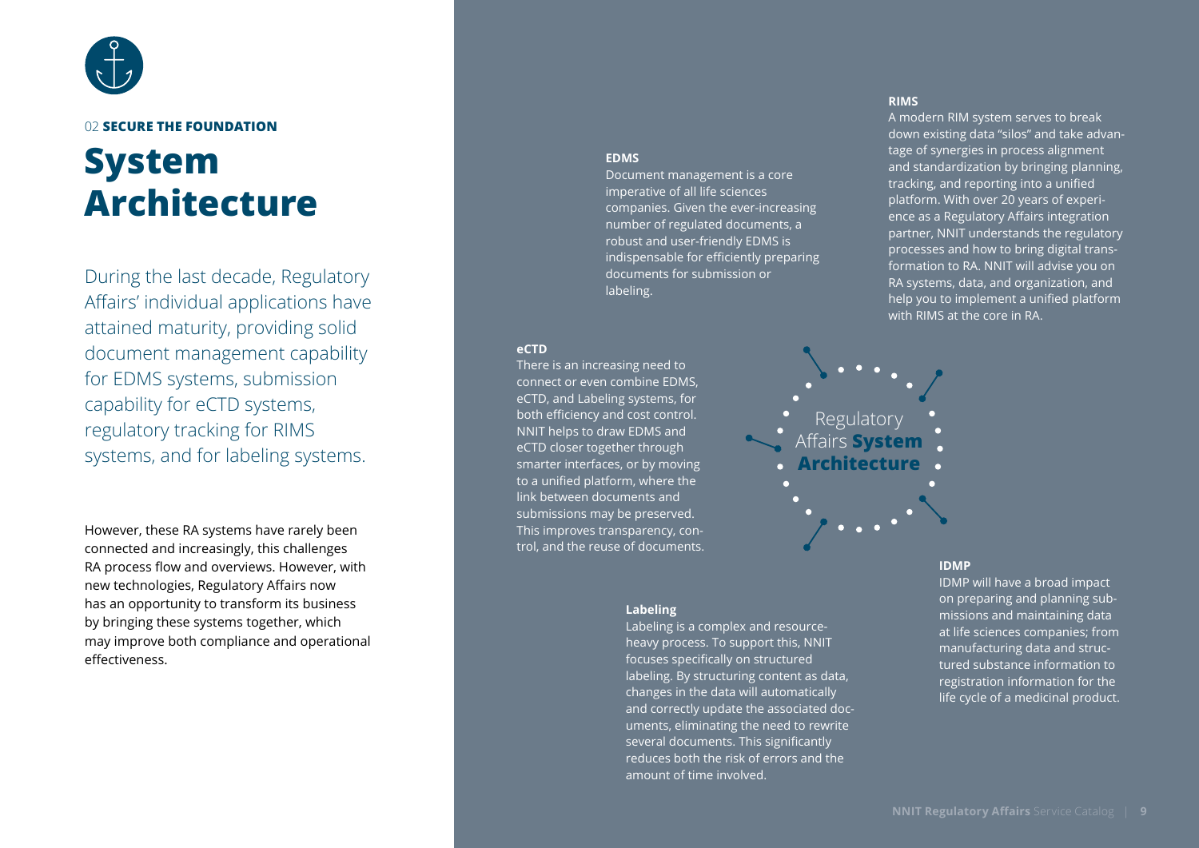02 **SECURE THE FOUNDATION**

# System Architecture

During the last decade, Regulatory Affairs' individual applications have attained maturity, providing solid document management capability for EDMS systems, submission capability for eCTD systems, regulatory tracking for RIMS systems, and for labeling systems.

However, these RA systems have rarely been connected and increasingly, this challenges RA process flow and overviews. However, with new technologies, Regulatory Affairs now has an opportunity to transform its business by bringing these systems together, which may improve both compliance and operational effectiveness.

Regulatory Affairs **System Architecture**

### EDMS

Document management is a core imperative of all life sciences companies. Given the ever-increasing number of regulated documents, a robust and user-friendly EDMS is indispensable for efficiently preparing documents for submission or labeling.

### RIMS

A modern RIM system serves to break down existing data "silos" and take advantage of synergies in process alignment and standardization by bringing planning, tracking, and reporting into a unified platform. With over 20 years of experience as a Regulatory Affairs integration partner, NNIT understands the regulatory processes and how to bring digital transformation to RA. NNIT will advise you on RA systems, data, and organization, and help you to implement a unified platform with RIMS at the core in RA.

### eCTD

There is an increasing need to connect or even combine EDMS, eCTD, and Labeling systems, for both efficiency and cost control. NNIT helps to draw EDMS and eCTD closer together through smarter interfaces, or by moving to a unified platform, where the link between documents and submissions may be preserved. This improves transparency, control, and the reuse of documents.

### IDMP

IDMP will have a broad impact on preparing and planning submissions and maintaining data at life sciences companies; from manufacturing data and structured substance information to registration information for the life cycle of a medicinal product.

### Labeling

Labeling is a complex and resource-heavy process. To support this, NNIT focuses specifically on structured labeling. By structuring content as data, changes in the data will automatically and correctly update the associated documents, eliminating the need to rewrite several documents. This significantly reduces both the risk of errors and the amount of time involved.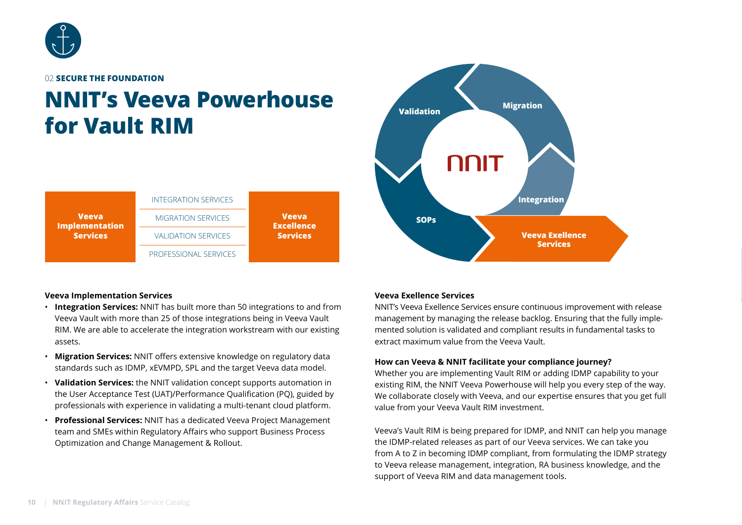02 **SECURE THE FOUNDATION**

# NNIT's Veeva Powerhouse for Vault RIM

| Veeva Implementation Services | INTEGRATION SERVICES | Veeva Excellence Services |
| --- | --- | --- |
| | MIGRATION SERVICES | |
| | VALIDATION SERVICES | |
| | PROFESSIONAL SERVICES | |

Validation · Migration · Integration · SOPs · Veeva Excellence Services · NNIT

**Veeva Implementation Services**

- **Integration Services:** NNIT has built more than 50 integrations to and from Veeva Vault with more than 25 of those integrations being in Veeva Vault RIM. We are able to accelerate the integration workstream with our existing assets.
- **Migration Services:** NNIT offers extensive knowledge on regulatory data standards such as IDMP, xEVMPD, SPL and the target Veeva data model.
- **Validation Services:** the NNIT validation concept supports automation in the User Acceptance Test (UAT)/Performance Qualification (PQ), guided by professionals with experience in validating a multi-tenant cloud platform.
- **Professional Services:** NNIT has a dedicated Veeva Project Management team and SMEs within Regulatory Affairs who support Business Process Optimization and Change Management & Rollout.

**Veeva Excellence Services**

NNIT's Veeva Excellence Services ensure continuous improvement with release management by managing the release backlog. Ensuring that the fully implemented solution is validated and compliant results in fundamental tasks to extract maximum value from the Veeva Vault.

**How can Veeva & NNIT facilitate your compliance journey?**

Whether you are implementing Vault RIM or adding IDMP capability to your existing RIM, the NNIT Veeva Powerhouse will help you every step of the way. We collaborate closely with Veeva, and our expertise ensures that you get full value from your Veeva Vault RIM investment.

Veeva's Vault RIM is being prepared for IDMP, and NNIT can help you manage the IDMP-related releases as part of our Veeva services. We can take you from A to Z in becoming IDMP compliant, from formulating the IDMP strategy to Veeva release management, integration, RA business knowledge, and the support of Veeva RIM and data management tools.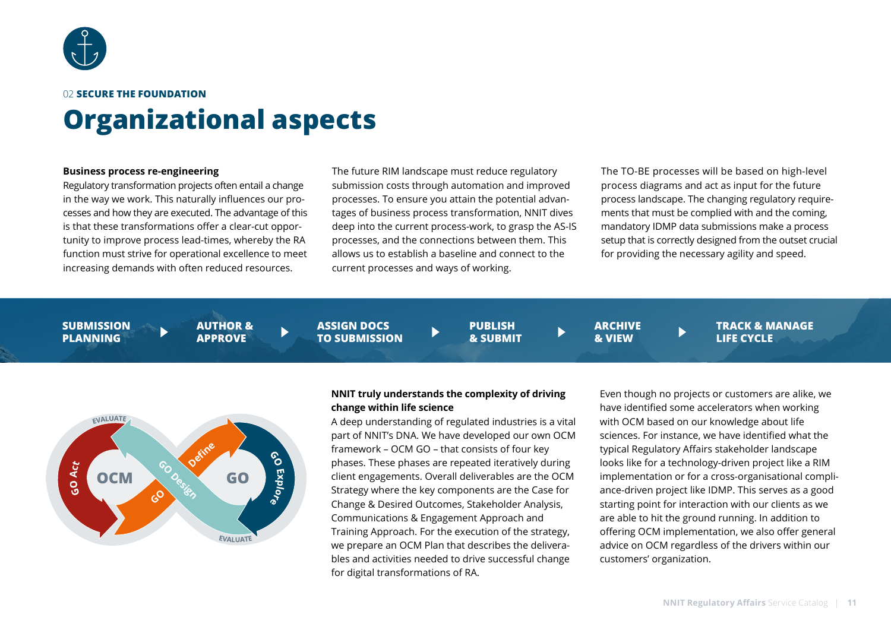02 **SECURE THE FOUNDATION**

# Organizational aspects

**Business process re-engineering**

Regulatory transformation projects often entail a change in the way we work. This naturally influences our processes and how they are executed. The advantage of this is that these transformations offer a clear-cut opportunity to improve process lead-times, whereby the RA function must strive for operational excellence to meet increasing demands with often reduced resources.

The future RIM landscape must reduce regulatory submission costs through automation and improved processes. To ensure you attain the potential advantages of business process transformation, NNIT dives deep into the current process-work, to grasp the AS-IS processes, and the connections between them. This allows us to establish a baseline and connect to the current processes and ways of working.

The TO-BE processes will be based on high-level process diagrams and act as input for the future process landscape. The changing regulatory requirements that must be complied with and the coming, mandatory IDMP data submissions make a process setup that is correctly designed from the outset crucial for providing the necessary agility and speed.

**SUBMISSION PLANNING** ▶ **AUTHOR & APPROVE** ▶ **ASSIGN DOCS TO SUBMISSION** ▶ **PUBLISH & SUBMIT** ▶ **ARCHIVE & VIEW** ▶ **TRACK & MANAGE LIFE CYCLE**

EVALUATE – GO Act – OCM – GO – Define – GO Design – GO – GO Explore – EVALUATE

**NNIT truly understands the complexity of driving change within life science**

A deep understanding of regulated industries is a vital part of NNIT's DNA. We have developed our own OCM framework – OCM GO – that consists of four key phases. These phases are repeated iteratively during client engagements. Overall deliverables are the OCM Strategy where the key components are the Case for Change & Desired Outcomes, Stakeholder Analysis, Communications & Engagement Approach and Training Approach. For the execution of the strategy, we prepare an OCM Plan that describes the deliverables and activities needed to drive successful change for digital transformations of RA.

Even though no projects or customers are alike, we have identified some accelerators when working with OCM based on our knowledge about life sciences. For instance, we have identified what the typical Regulatory Affairs stakeholder landscape looks like for a technology-driven project like a RIM implementation or for a cross-organisational compliance-driven project like IDMP. This serves as a good starting point for interaction with our clients as we are able to hit the ground running. In addition to offering OCM implementation, we also offer general advice on OCM regardless of the drivers within our customers' organization.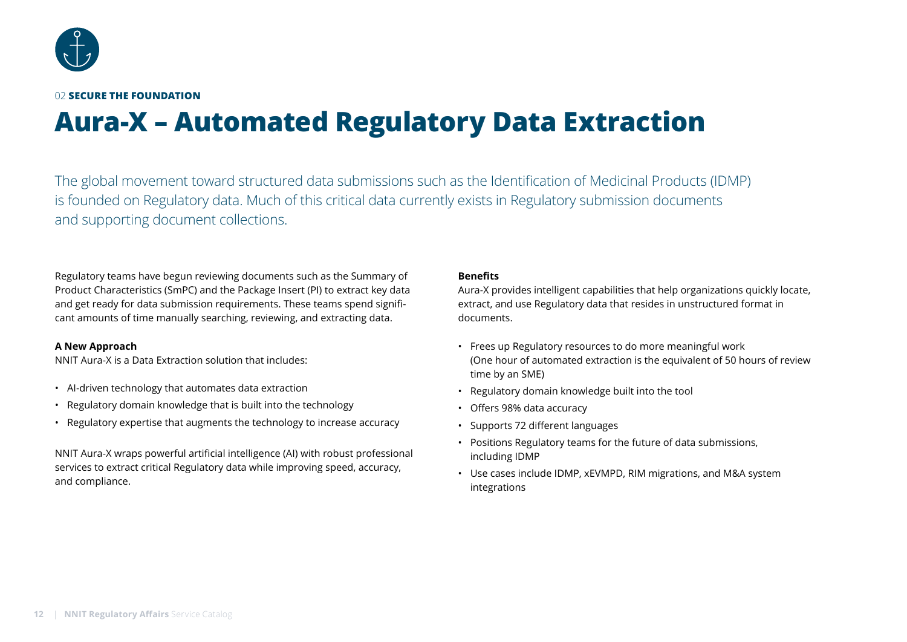02 **SECURE THE FOUNDATION**

# Aura-X – Automated Regulatory Data Extraction

The global movement toward structured data submissions such as the Identification of Medicinal Products (IDMP) is founded on Regulatory data. Much of this critical data currently exists in Regulatory submission documents and supporting document collections.

Regulatory teams have begun reviewing documents such as the Summary of Product Characteristics (SmPC) and the Package Insert (PI) to extract key data and get ready for data submission requirements. These teams spend significant amounts of time manually searching, reviewing, and extracting data.

**A New Approach**

NNIT Aura-X is a Data Extraction solution that includes:

- AI-driven technology that automates data extraction
- Regulatory domain knowledge that is built into the technology
- Regulatory expertise that augments the technology to increase accuracy

NNIT Aura-X wraps powerful artificial intelligence (AI) with robust professional services to extract critical Regulatory data while improving speed, accuracy, and compliance.

**Benefits**

Aura-X provides intelligent capabilities that help organizations quickly locate, extract, and use Regulatory data that resides in unstructured format in documents.

- Frees up Regulatory resources to do more meaningful work (One hour of automated extraction is the equivalent of 50 hours of review time by an SME)
- Regulatory domain knowledge built into the tool
- Offers 98% data accuracy
- Supports 72 different languages
- Positions Regulatory teams for the future of data submissions, including IDMP
- Use cases include IDMP, xEVMPD, RIM migrations, and M&A system integrations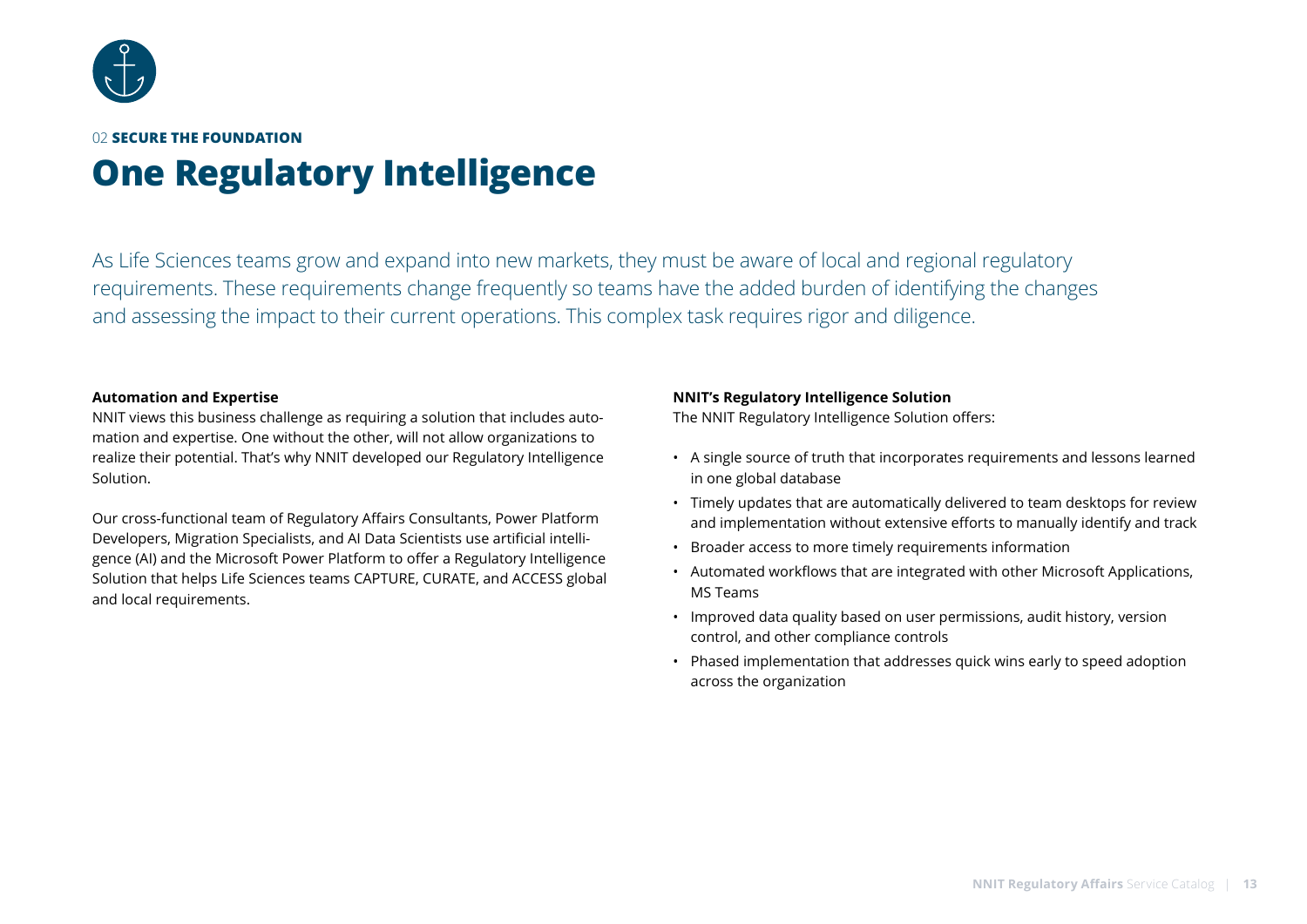02 **SECURE THE FOUNDATION**

# One Regulatory Intelligence

As Life Sciences teams grow and expand into new markets, they must be aware of local and regional regulatory requirements. These requirements change frequently so teams have the added burden of identifying the changes and assessing the impact to their current operations. This complex task requires rigor and diligence.

**Automation and Expertise**

NNIT views this business challenge as requiring a solution that includes automation and expertise. One without the other, will not allow organizations to realize their potential. That's why NNIT developed our Regulatory Intelligence Solution.

Our cross-functional team of Regulatory Affairs Consultants, Power Platform Developers, Migration Specialists, and AI Data Scientists use artificial intelligence (AI) and the Microsoft Power Platform to offer a Regulatory Intelligence Solution that helps Life Sciences teams CAPTURE, CURATE, and ACCESS global and local requirements.

**NNIT's Regulatory Intelligence Solution**

The NNIT Regulatory Intelligence Solution offers:

- A single source of truth that incorporates requirements and lessons learned in one global database
- Timely updates that are automatically delivered to team desktops for review and implementation without extensive efforts to manually identify and track
- Broader access to more timely requirements information
- Automated workflows that are integrated with other Microsoft Applications, MS Teams
- Improved data quality based on user permissions, audit history, version control, and other compliance controls
- Phased implementation that addresses quick wins early to speed adoption across the organization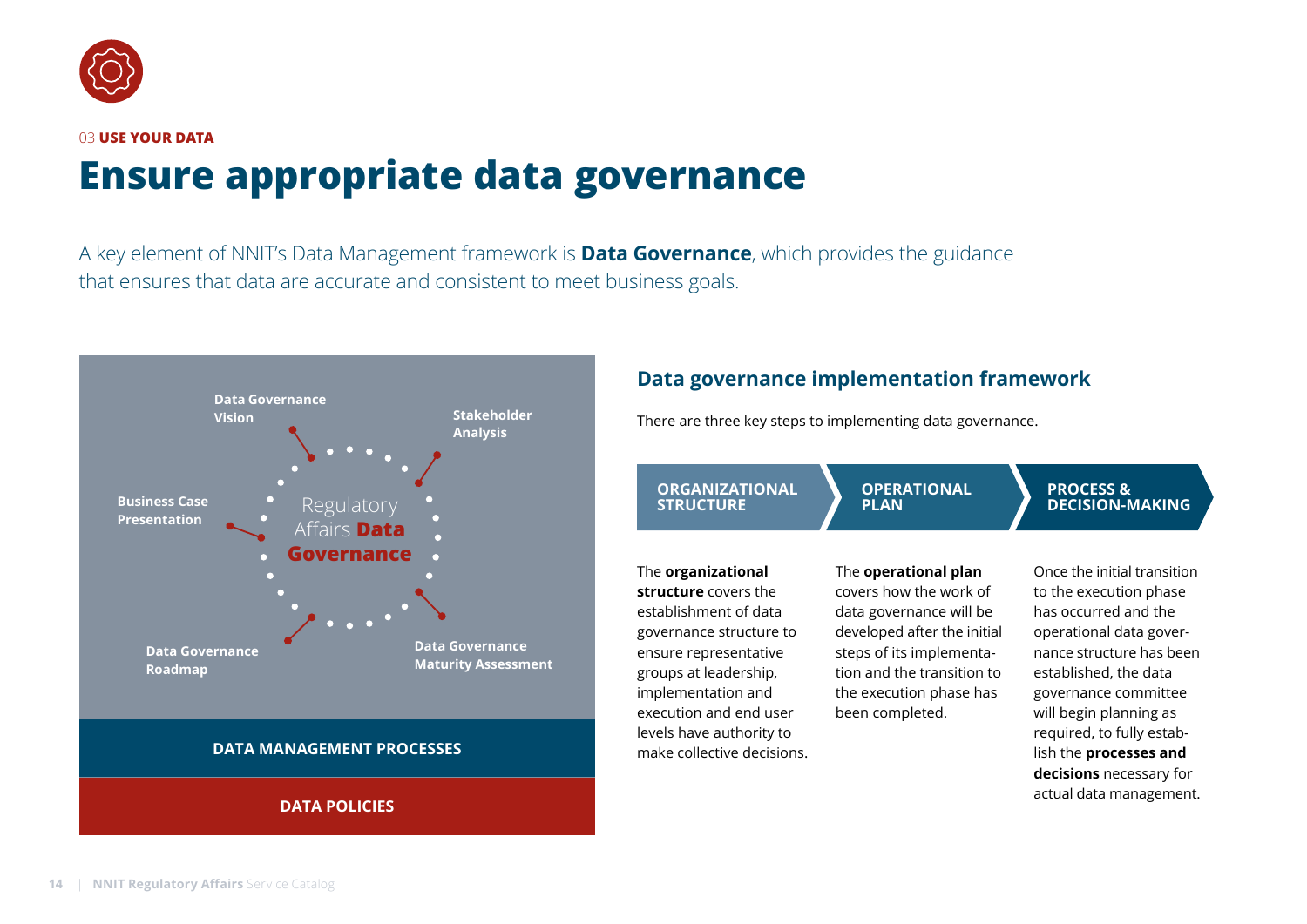03 **USE YOUR DATA**

# Ensure appropriate data governance

A key element of NNIT's Data Management framework is **Data Governance**, which provides the guidance that ensures that data are accurate and consistent to meet business goals.

Regulatory Affairs **Data Governance**

- Data Governance Vision
- Stakeholder Analysis
- Business Case Presentation
- Data Governance Roadmap
- Data Governance Maturity Assessment

DATA MANAGEMENT PROCESSES

DATA POLICIES

## Data governance implementation framework

There are three key steps to implementing data governance.

**ORGANIZATIONAL STRUCTURE** → **OPERATIONAL PLAN** → **PROCESS & DECISION-MAKING**

The **organizational structure** covers the establishment of data governance structure to ensure representative groups at leadership, implementation and execution and end user levels have authority to make collective decisions.

The **operational plan** covers how the work of data governance will be developed after the initial steps of its implementation and the transition to the execution phase has been completed.

Once the initial transition to the execution phase has occurred and the operational data governance structure has been established, the data governance committee will begin planning as required, to fully establish the **processes and decisions** necessary for actual data management.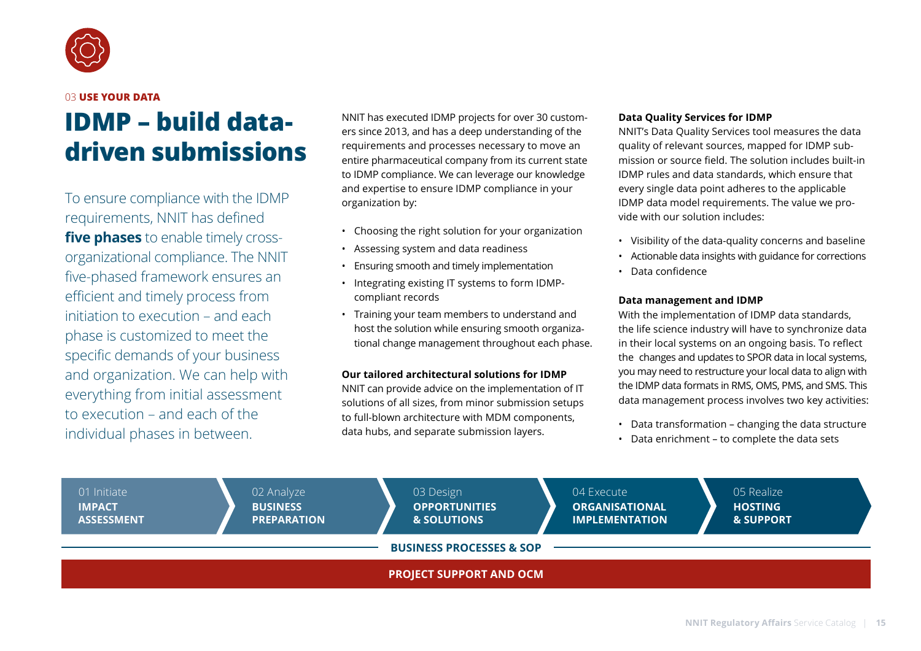03 **USE YOUR DATA**

# IDMP – build data-driven submissions

To ensure compliance with the IDMP requirements, NNIT has defined **five phases** to enable timely cross-organizational compliance. The NNIT five-phased framework ensures an efficient and timely process from initiation to execution – and each phase is customized to meet the specific demands of your business and organization. We can help with everything from initial assessment to execution – and each of the individual phases in between.

NNIT has executed IDMP projects for over 30 customers since 2013, and has a deep understanding of the requirements and processes necessary to move an entire pharmaceutical company from its current state to IDMP compliance. We can leverage our knowledge and expertise to ensure IDMP compliance in your organization by:

- Choosing the right solution for your organization
- Assessing system and data readiness
- Ensuring smooth and timely implementation
- Integrating existing IT systems to form IDMP-compliant records
- Training your team members to understand and host the solution while ensuring smooth organizational change management throughout each phase.

**Our tailored architectural solutions for IDMP**

NNIT can provide advice on the implementation of IT solutions of all sizes, from minor submission setups to full-blown architecture with MDM components, data hubs, and separate submission layers.

**Data Quality Services for IDMP**

NNIT's Data Quality Services tool measures the data quality of relevant sources, mapped for IDMP submission or source field. The solution includes built-in IDMP rules and data standards, which ensure that every single data point adheres to the applicable IDMP data model requirements. The value we provide with our solution includes:

- Visibility of the data-quality concerns and baseline
- Actionable data insights with guidance for corrections
- Data confidence

**Data management and IDMP**

With the implementation of IDMP data standards, the life science industry will have to synchronize data in their local systems on an ongoing basis. To reflect the changes and updates to SPOR data in local systems, you may need to restructure your local data to align with the IDMP data formats in RMS, OMS, PMS, and SMS. This data management process involves two key activities:

- Data transformation – changing the data structure
- Data enrichment – to complete the data sets

| 01 Initiate | 02 Analyze | 03 Design | 04 Execute | 05 Realize |
|---|---|---|---|---|
| **IMPACT ASSESSMENT** | **BUSINESS PREPARATION** | **OPPORTUNITIES & SOLUTIONS** | **ORGANISATIONAL IMPLEMENTATION** | **HOSTING & SUPPORT** |

**BUSINESS PROCESSES & SOP**

**PROJECT SUPPORT AND OCM**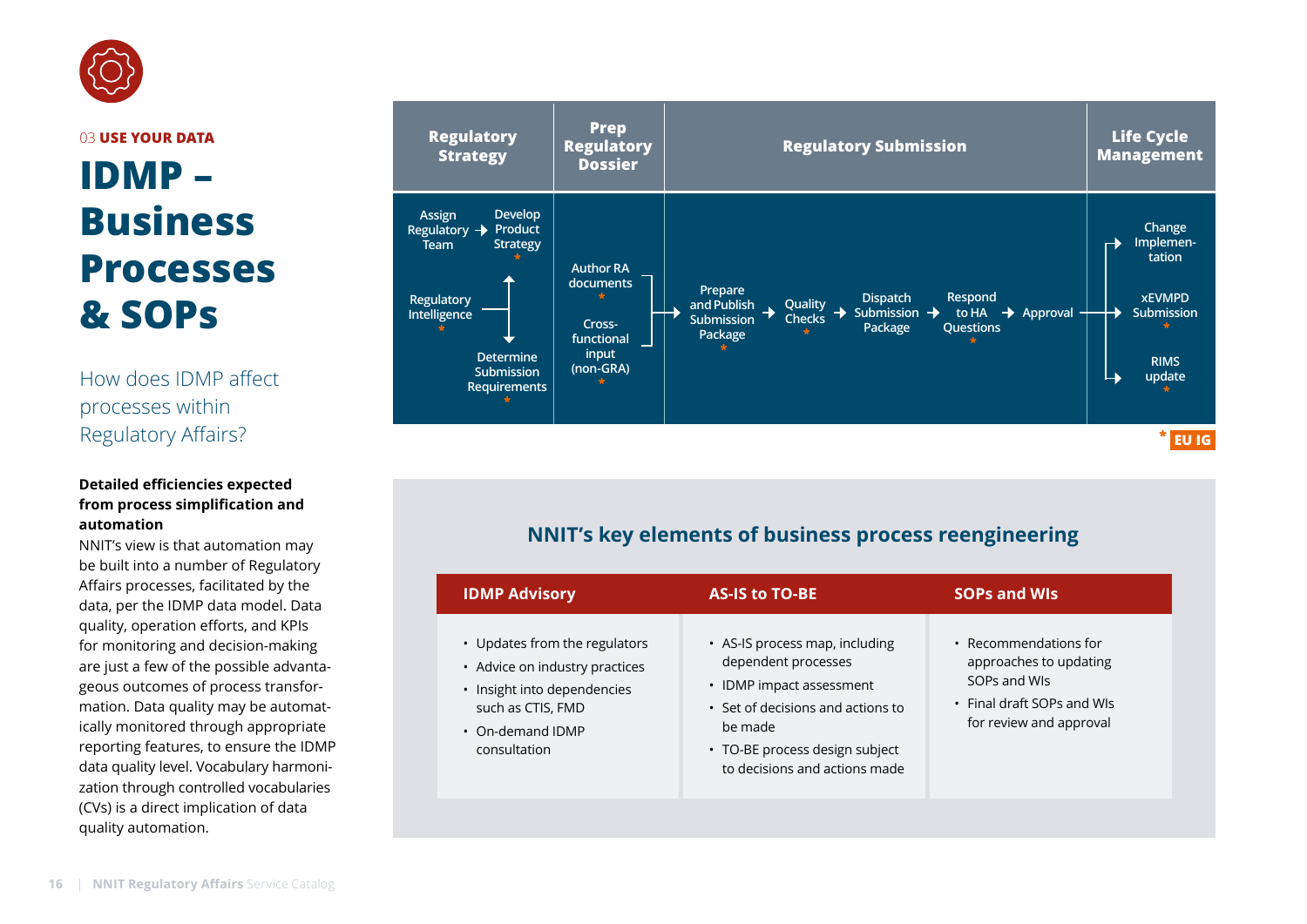03 **USE YOUR DATA**

# IDMP – Business Processes & SOPs

## How does IDMP affect processes within Regulatory Affairs?

**Detailed efficiencies expected from process simplification and automation**

NNIT's view is that automation may be built into a number of Regulatory Affairs processes, facilitated by the data, per the IDMP data model. Data quality, operation efforts, and KPIs for monitoring and decision-making are just a few of the possible advantageous outcomes of process transformation. Data quality may be automatically monitored through appropriate reporting features, to ensure the IDMP data quality level. Vocabulary harmonization through controlled vocabularies (CVs) is a direct implication of data quality automation.

| Regulatory Strategy | Prep Regulatory Dossier | Regulatory Submission | Life Cycle Management |
|---|---|---|---|
| Assign Regulatory Team → Develop Product Strategy *<br>Regulatory Intelligence * → Develop Product Strategy * / Determine Submission Requirements * | Author RA documents *<br>Cross-functional input (non-GRA) * | Prepare and Publish Submission Package * → Quality Checks * → Dispatch Submission Package → Respond to HA Questions * → Approval | Change Implementation<br>xEVMPD Submission *<br>RIMS update * |

\* EU IG

## NNIT's key elements of business process reengineering

| IDMP Advisory | AS-IS to TO-BE | SOPs and WIs |
|---|---|---|
| • Updates from the regulators<br>• Advice on industry practices<br>• Insight into dependencies such as CTIS, FMD<br>• On-demand IDMP consultation | • AS-IS process map, including dependent processes<br>• IDMP impact assessment<br>• Set of decisions and actions to be made<br>• TO-BE process design subject to decisions and actions made | • Recommendations for approaches to updating SOPs and WIs<br>• Final draft SOPs and WIs for review and approval |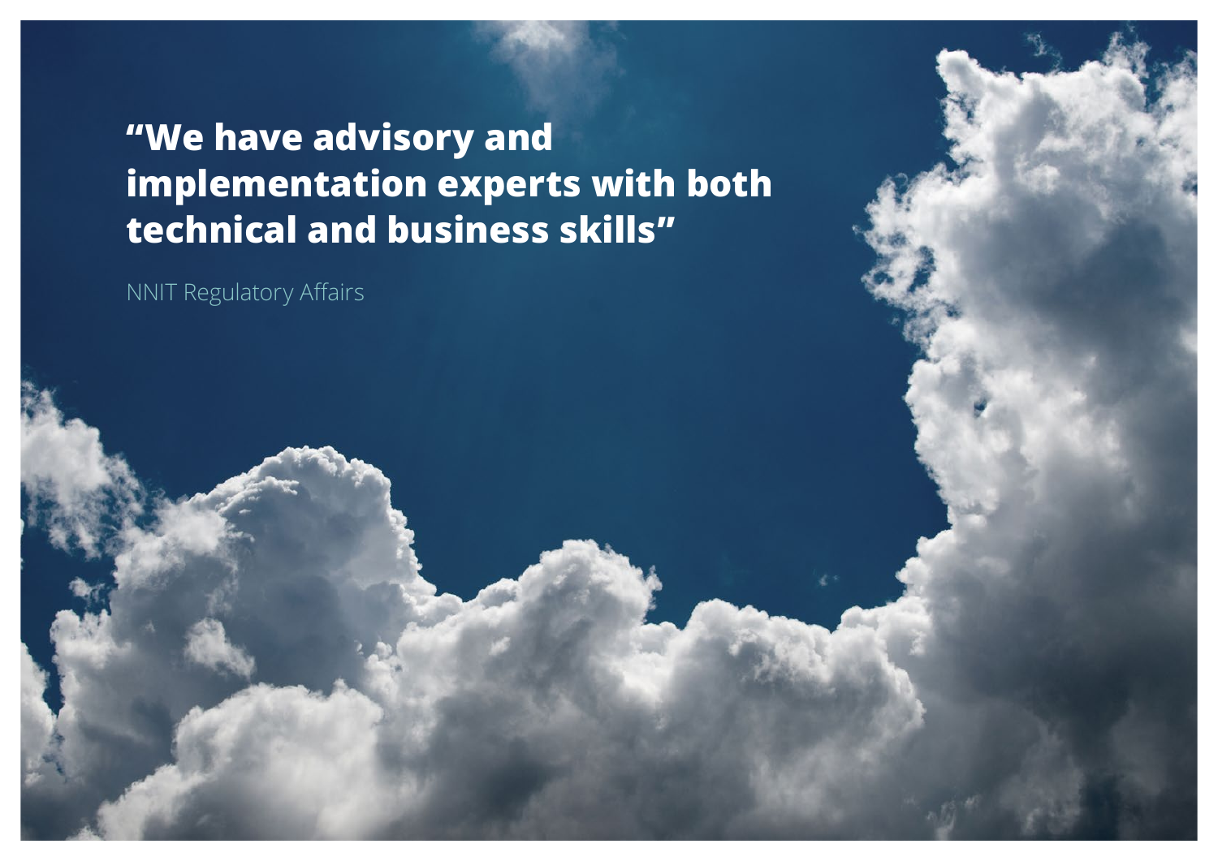**“We have advisory and implementation experts with both technical and business skills”**

NNIT Regulatory Affairs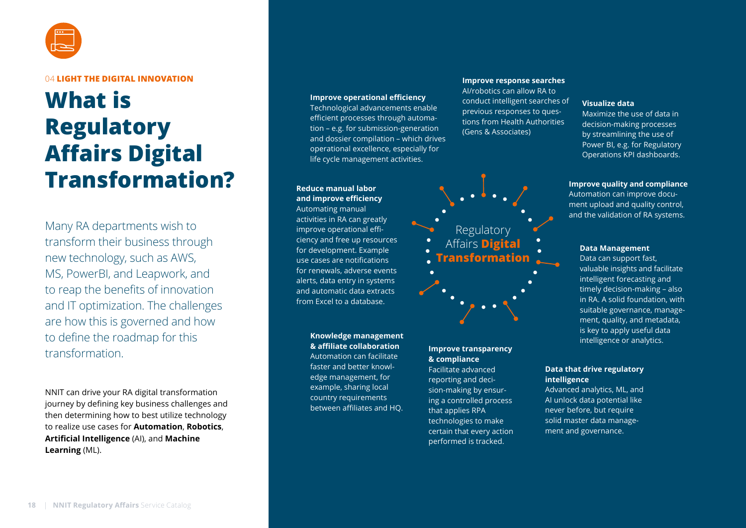04 **LIGHT THE DIGITAL INNOVATION**

# What is Regulatory Affairs Digital Transformation?

Many RA departments wish to transform their business through new technology, such as AWS, MS, PowerBI, and Leapwork, and to reap the benefits of innovation and IT optimization. The challenges are how this is governed and how to define the roadmap for this transformation.

NNIT can drive your RA digital transformation journey by defining key business challenges and then determining how to best utilize technology to realize use cases for **Automation**, **Robotics**, **Artificial Intelligence** (AI), and **Machine Learning** (ML).

Regulatory Affairs **Digital Transformation**

**Improve operational efficiency**
Technological advancements enable efficient processes through automation – e.g. for submission-generation and dossier compilation – which drives operational excellence, especially for life cycle management activities.

**Improve response searches**
AI/robotics can allow RA to conduct intelligent searches of previous responses to questions from Health Authorities (Gens & Associates)

**Visualize data**
Maximize the use of data in decision-making processes by streamlining the use of Power BI, e.g. for Regulatory Operations KPI dashboards.

**Reduce manual labor and improve efficiency**
Automating manual activities in RA can greatly improve operational efficiency and free up resources for development. Example use cases are notifications for renewals, adverse events alerts, data entry in systems and automatic data extracts from Excel to a database.

**Improve quality and compliance**
Automation can improve document upload and quality control, and the validation of RA systems.

**Data Management**
Data can support fast, valuable insights and facilitate intelligent forecasting and timely decision-making – also in RA. A solid foundation, with suitable governance, management, quality, and metadata, is key to apply useful data intelligence or analytics.

**Knowledge management & affiliate collaboration**
Automation can facilitate faster and better knowledge management, for example, sharing local country requirements between affiliates and HQ.

**Improve transparency & compliance**
Facilitate advanced reporting and decision-making by ensuring a controlled process that applies RPA technologies to make certain that every action performed is tracked.

**Data that drive regulatory intelligence**
Advanced analytics, ML, and AI unlock data potential like never before, but require solid master data management and governance.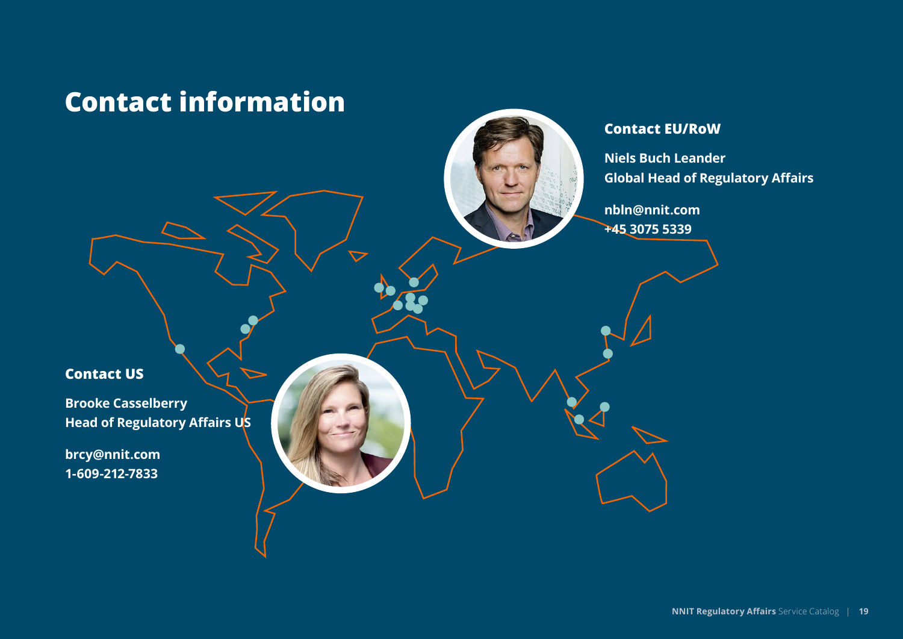# Contact information

## Contact EU/RoW

**Niels Buch Leander**
**Global Head of Regulatory Affairs**

**nbln@nnit.com**
**+45 3075 5339**

## Contact US

**Brooke Casselberry**
**Head of Regulatory Affairs US**

**brcy@nnit.com**
**1-609-212-7833**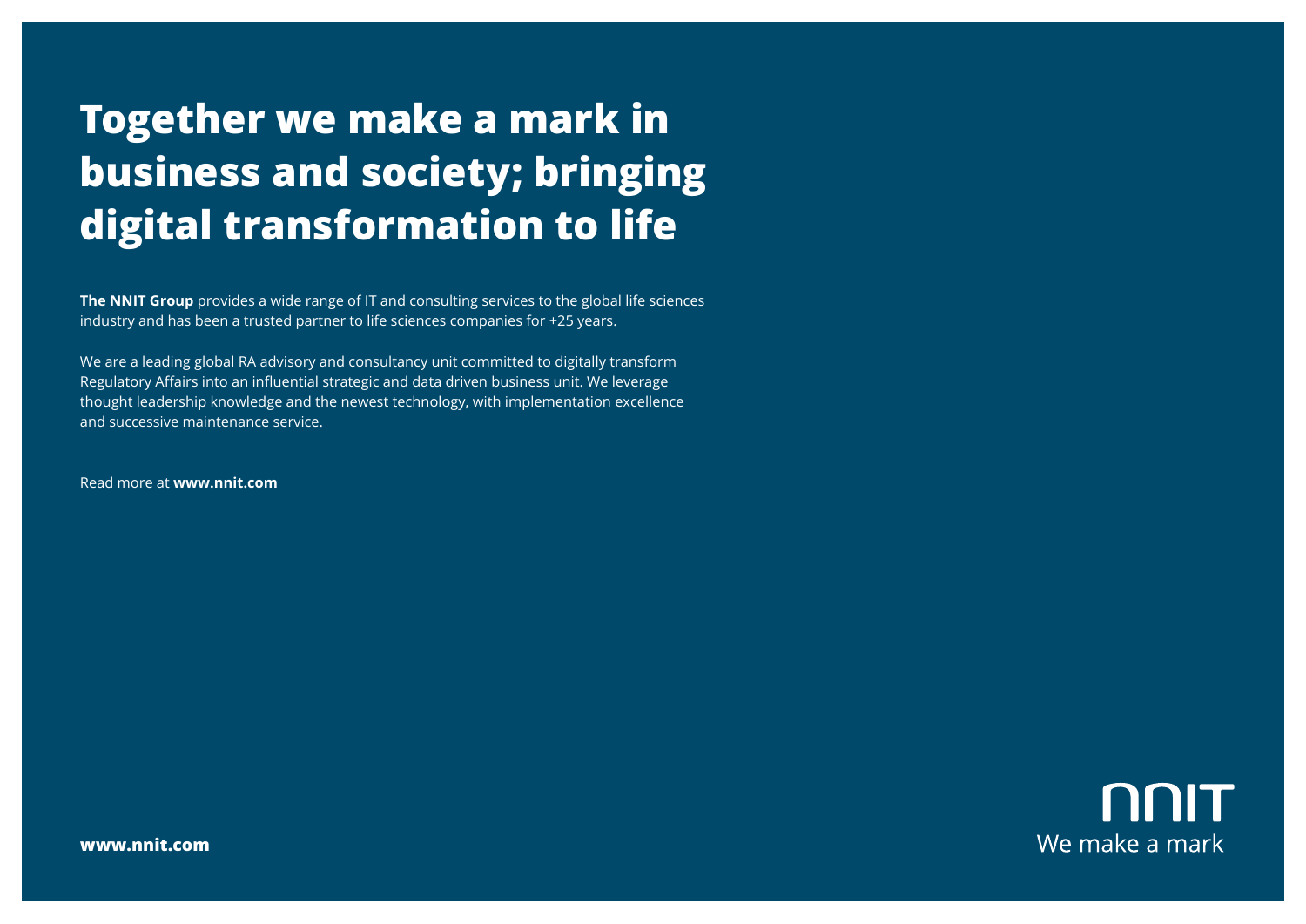# Together we make a mark in business and society; bringing digital transformation to life

**The NNIT Group** provides a wide range of IT and consulting services to the global life sciences industry and has been a trusted partner to life sciences companies for +25 years.

We are a leading global RA advisory and consultancy unit committed to digitally transform Regulatory Affairs into an influential strategic and data driven business unit. We leverage thought leadership knowledge and the newest technology, with implementation excellence and successive maintenance service.

Read more at **www.nnit.com**

**www.nnit.com**

NNIT
We make a mark